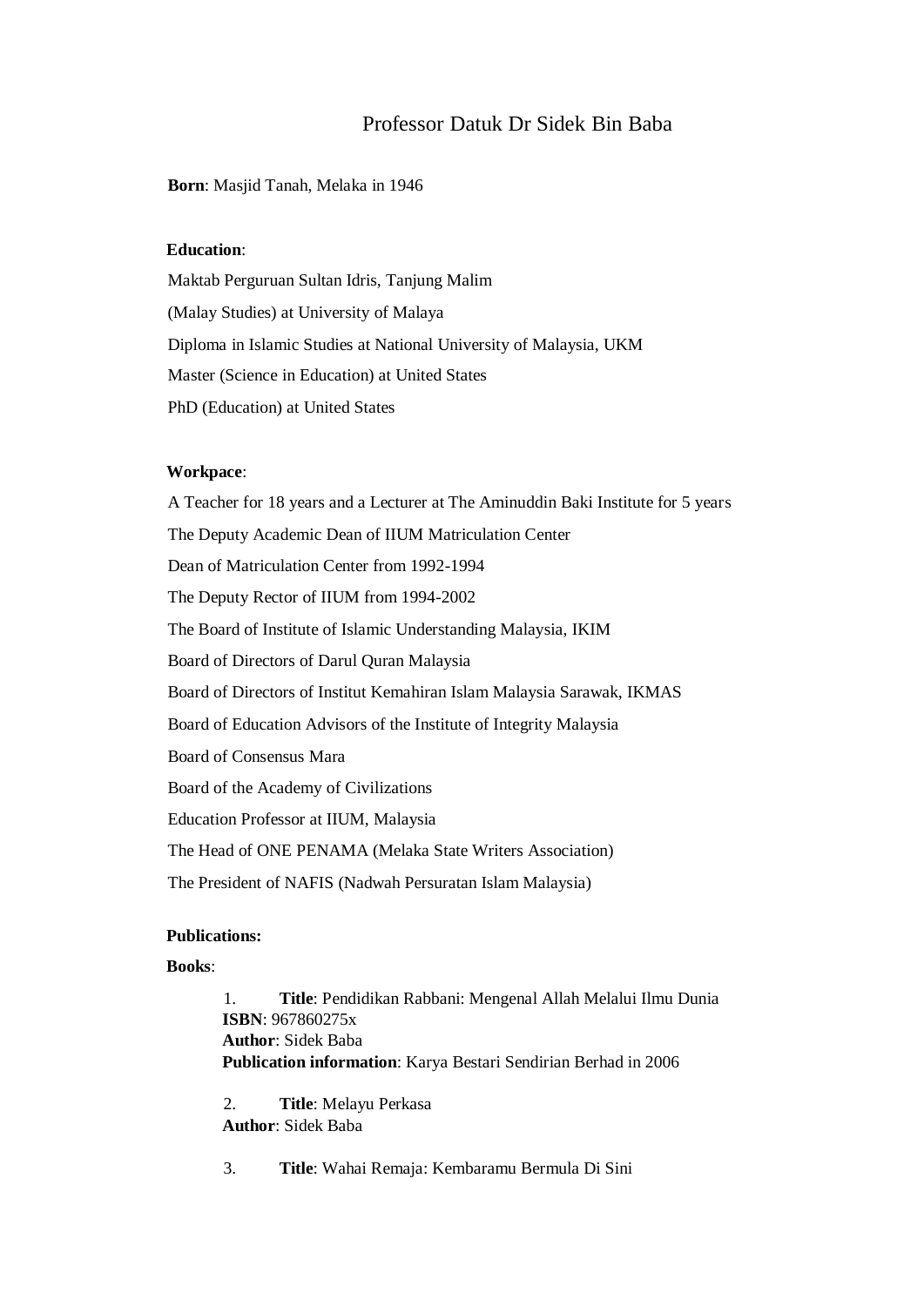# Professor Datuk Dr Sidek Bin Baba

**Born**: Masjid Tanah, Melaka in 1946

**Education**:

Maktab Perguruan Sultan Idris, Tanjung Malim

(Malay Studies) at University of Malaya

Diploma in Islamic Studies at National University of Malaysia, UKM

Master (Science in Education) at United States

PhD (Education) at United States

**Workpace**:

A Teacher for 18 years and a Lecturer at The Aminuddin Baki Institute for 5 years

The Deputy Academic Dean of IIUM Matriculation Center

Dean of Matriculation Center from 1992-1994

The Deputy Rector of IIUM from 1994-2002

The Board of Institute of Islamic Understanding Malaysia, IKIM

Board of Directors of Darul Quran Malaysia

Board of Directors of Institut Kemahiran Islam Malaysia Sarawak, IKMAS

Board of Education Advisors of the Institute of Integrity Malaysia

Board of Consensus Mara

Board of the Academy of Civilizations

Education Professor at IIUM, Malaysia

The Head of ONE PENAMA (Melaka State Writers Association)

The President of NAFIS (Nadwah Persuratan Islam Malaysia)

**Publications:**

**Books**:

1. **Title**: Pendidikan Rabbani: Mengenal Allah Melalui Ilmu Dunia
   **ISBN**: 967860275x
   **Author**: Sidek Baba
   **Publication information**: Karya Bestari Sendirian Berhad in 2006

2. **Title**: Melayu Perkasa
   **Author**: Sidek Baba

3. **Title**: Wahai Remaja: Kembaramu Bermula Di Sini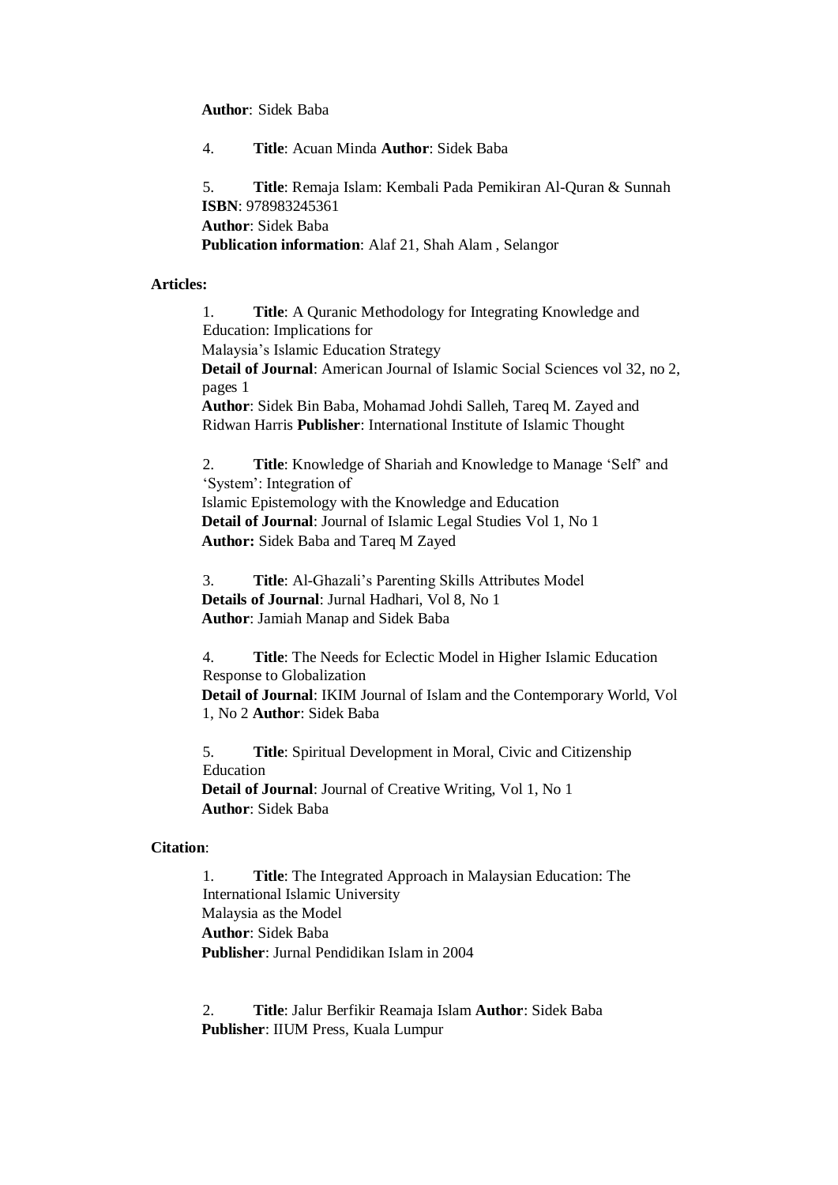**Author**: Sidek Baba

4. **Title**: Acuan Minda **Author**: Sidek Baba

5. **Title**: Remaja Islam: Kembali Pada Pemikiran Al-Quran & Sunnah
**ISBN**: 978983245361
**Author**: Sidek Baba
**Publication information**: Alaf 21, Shah Alam , Selangor

**Articles:**

1. **Title**: A Quranic Methodology for Integrating Knowledge and Education: Implications for
Malaysia's Islamic Education Strategy
**Detail of Journal**: American Journal of Islamic Social Sciences vol 32, no 2, pages 1
**Author**: Sidek Bin Baba, Mohamad Johdi Salleh, Tareq M. Zayed and Ridwan Harris **Publisher**: International Institute of Islamic Thought

2. **Title**: Knowledge of Shariah and Knowledge to Manage 'Self' and 'System': Integration of
Islamic Epistemology with the Knowledge and Education
**Detail of Journal**: Journal of Islamic Legal Studies Vol 1, No 1
**Author:** Sidek Baba and Tareq M Zayed

3. **Title**: Al-Ghazali's Parenting Skills Attributes Model
**Details of Journal**: Jurnal Hadhari, Vol 8, No 1
**Author**: Jamiah Manap and Sidek Baba

4. **Title**: The Needs for Eclectic Model in Higher Islamic Education Response to Globalization
**Detail of Journal**: IKIM Journal of Islam and the Contemporary World, Vol 1, No 2 **Author**: Sidek Baba

5. **Title**: Spiritual Development in Moral, Civic and Citizenship Education
**Detail of Journal**: Journal of Creative Writing, Vol 1, No 1
**Author**: Sidek Baba

**Citation**:

1. **Title**: The Integrated Approach in Malaysian Education: The International Islamic University
Malaysia as the Model
**Author**: Sidek Baba
**Publisher**: Jurnal Pendidikan Islam in 2004

2. **Title**: Jalur Berfikir Reamaja Islam **Author**: Sidek Baba
**Publisher**: IIUM Press, Kuala Lumpur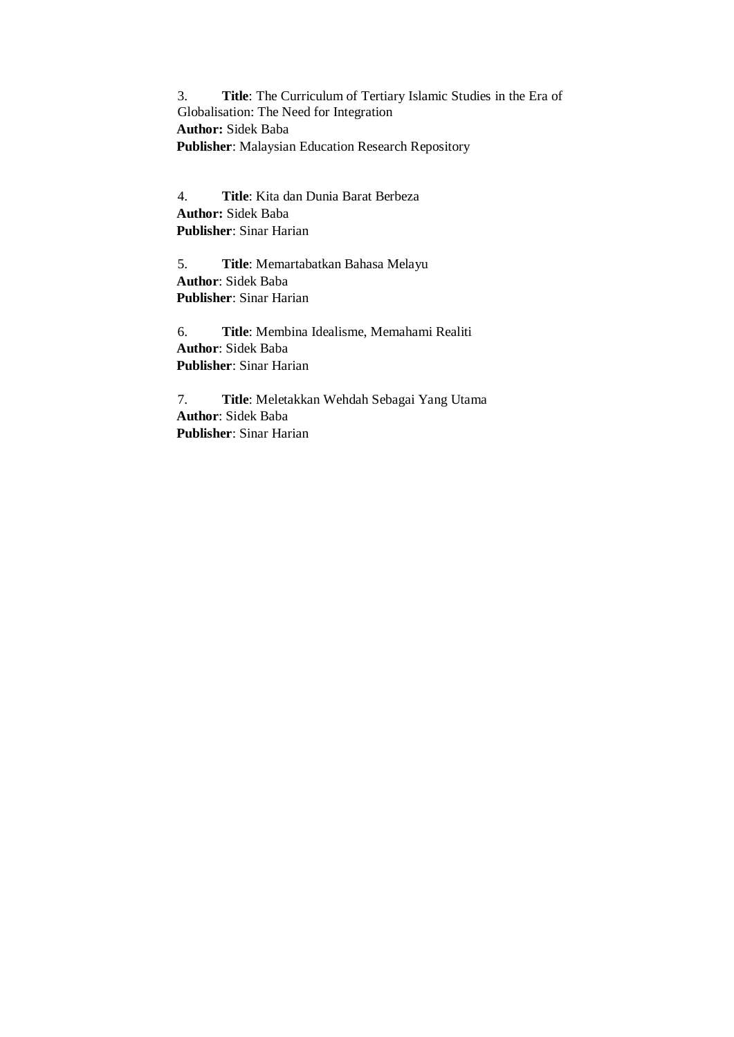3. **Title**: The Curriculum of Tertiary Islamic Studies in the Era of Globalisation: The Need for Integration
**Author:** Sidek Baba
**Publisher**: Malaysian Education Research Repository

4. **Title**: Kita dan Dunia Barat Berbeza
**Author:** Sidek Baba
**Publisher**: Sinar Harian

5. **Title**: Memartabatkan Bahasa Melayu
**Author**: Sidek Baba
**Publisher**: Sinar Harian

6. **Title**: Membina Idealisme, Memahami Realiti
**Author**: Sidek Baba
**Publisher**: Sinar Harian

7. **Title**: Meletakkan Wehdah Sebagai Yang Utama
**Author**: Sidek Baba
**Publisher**: Sinar Harian